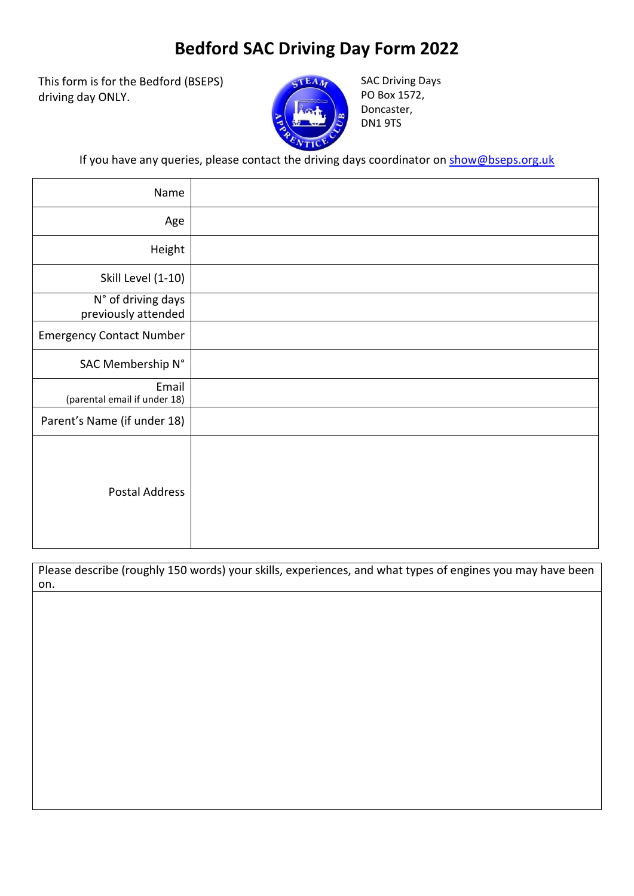# Bedford SAC Driving Day Form 2022

This form is for the Bedford (BSEPS) driving day ONLY.

SAC Driving Days
PO Box 1572,
Doncaster,
DN1 9TS

If you have any queries, please contact the driving days coordinator on show@bseps.org.uk

| | |
|---|---|
| Name | |
| Age | |
| Height | |
| Skill Level (1-10) | |
| N° of driving days previously attended | |
| Emergency Contact Number | |
| SAC Membership N° | |
| Email (parental email if under 18) | |
| Parent's Name (if under 18) | |
| Postal Address | |

| Please describe (roughly 150 words) your skills, experiences, and what types of engines you may have been on. |
|---|
| |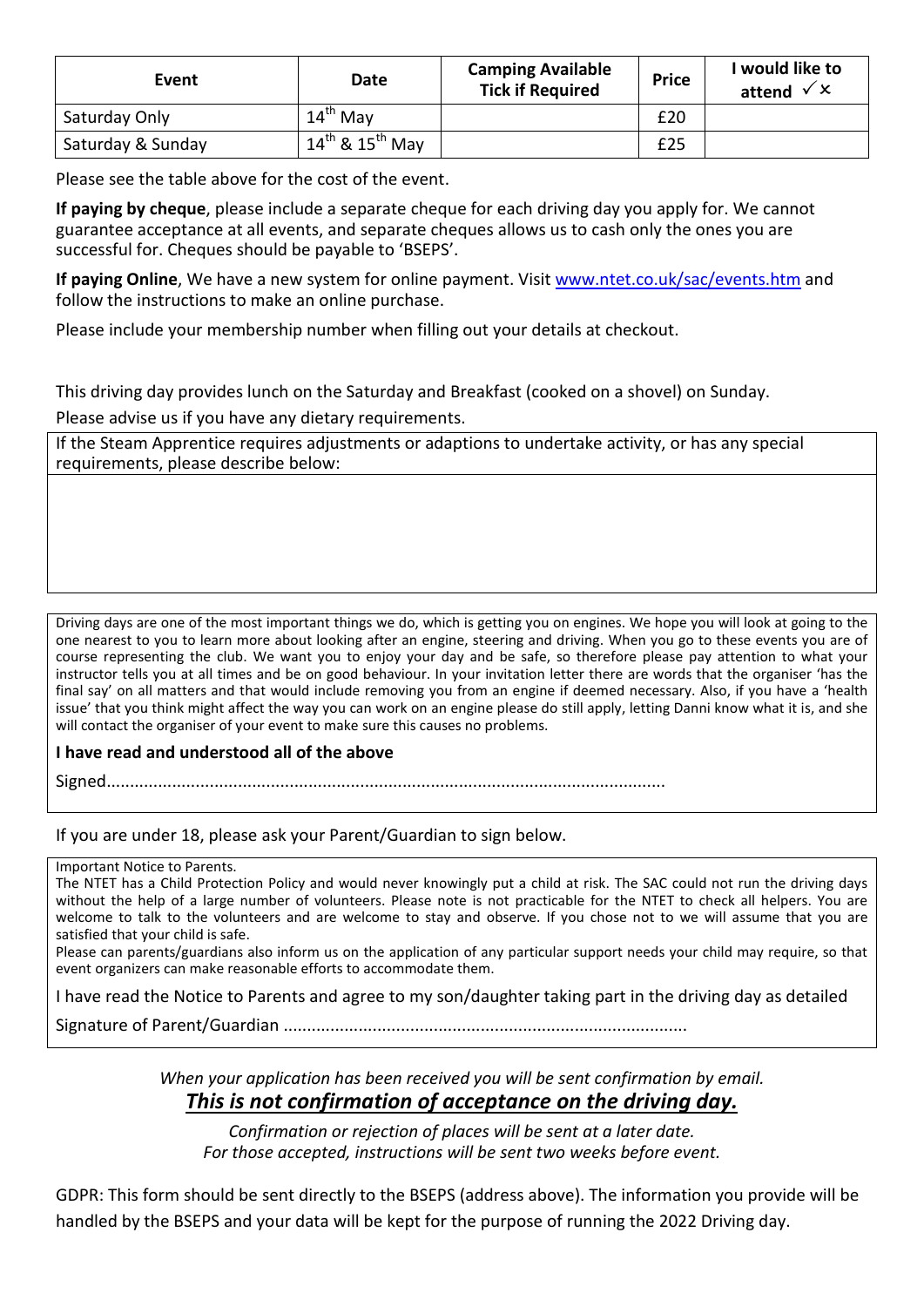| Event | Date | Camping Available Tick if Required | Price | I would like to attend ✓ × |
|---|---|---|---|---|
| Saturday Only | 14th May | | £20 | |
| Saturday & Sunday | 14th & 15th May | | £25 | |

Please see the table above for the cost of the event.

**If paying by cheque**, please include a separate cheque for each driving day you apply for. We cannot guarantee acceptance at all events, and separate cheques allows us to cash only the ones you are successful for. Cheques should be payable to 'BSEPS'.

**If paying Online**, We have a new system for online payment. Visit www.ntet.co.uk/sac/events.htm and follow the instructions to make an online purchase.

Please include your membership number when filling out your details at checkout.

This driving day provides lunch on the Saturday and Breakfast (cooked on a shovel) on Sunday.

Please advise us if you have any dietary requirements.

If the Steam Apprentice requires adjustments or adaptions to undertake activity, or has any special requirements, please describe below:

Driving days are one of the most important things we do, which is getting you on engines. We hope you will look at going to the one nearest to you to learn more about looking after an engine, steering and driving. When you go to these events you are of course representing the club. We want you to enjoy your day and be safe, so therefore please pay attention to what your instructor tells you at all times and be on good behaviour. In your invitation letter there are words that the organiser 'has the final say' on all matters and that would include removing you from an engine if deemed necessary. Also, if you have a 'health issue' that you think might affect the way you can work on an engine please do still apply, letting Danni know what it is, and she will contact the organiser of your event to make sure this causes no problems.

**I have read and understood all of the above**

Signed......................................................................................................................

If you are under 18, please ask your Parent/Guardian to sign below.

Important Notice to Parents.
The NTET has a Child Protection Policy and would never knowingly put a child at risk. The SAC could not run the driving days without the help of a large number of volunteers. Please note is not practicable for the NTET to check all helpers. You are welcome to talk to the volunteers and are welcome to stay and observe. If you chose not to we will assume that you are satisfied that your child is safe.
Please can parents/guardians also inform us on the application of any particular support needs your child may require, so that event organizers can make reasonable efforts to accommodate them.

I have read the Notice to Parents and agree to my son/daughter taking part in the driving day as detailed

Signature of Parent/Guardian .....................................................................................

*When your application has been received you will be sent confirmation by email.*

***This is not confirmation of acceptance on the driving day.***

*Confirmation or rejection of places will be sent at a later date.*
*For those accepted, instructions will be sent two weeks before event.*

GDPR: This form should be sent directly to the BSEPS (address above). The information you provide will be handled by the BSEPS and your data will be kept for the purpose of running the 2022 Driving day.